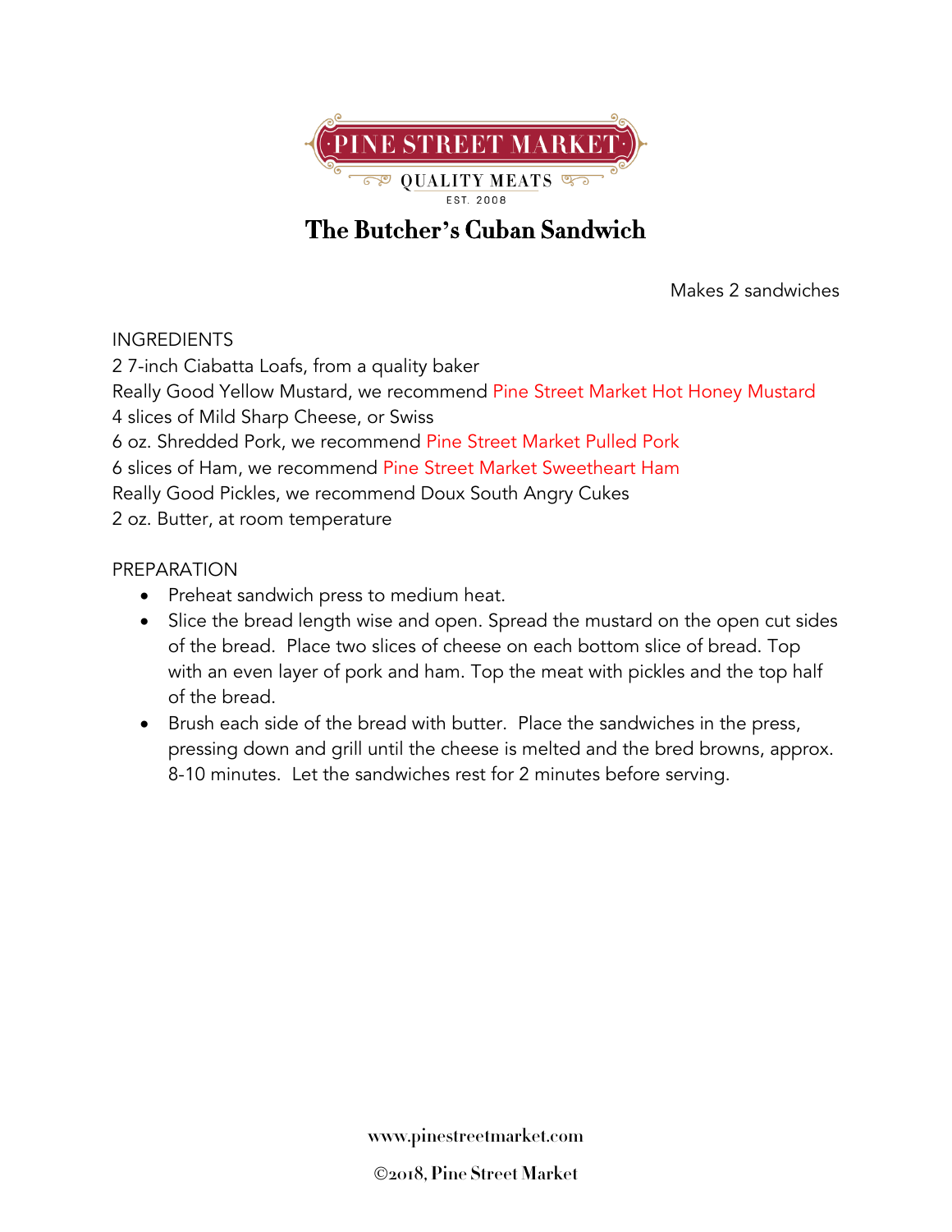PINE STREET MARKET

QUALITY MEATS

EST. 2008

# The Butcher's Cuban Sandwich

Makes 2 sandwiches

INGREDIENTS

2 7-inch Ciabatta Loafs, from a quality baker
Really Good Yellow Mustard, we recommend Pine Street Market Hot Honey Mustard
4 slices of Mild Sharp Cheese, or Swiss
6 oz. Shredded Pork, we recommend Pine Street Market Pulled Pork
6 slices of Ham, we recommend Pine Street Market Sweetheart Ham
Really Good Pickles, we recommend Doux South Angry Cukes
2 oz. Butter, at room temperature

PREPARATION

- Preheat sandwich press to medium heat.
- Slice the bread length wise and open. Spread the mustard on the open cut sides of the bread. Place two slices of cheese on each bottom slice of bread. Top with an even layer of pork and ham. Top the meat with pickles and the top half of the bread.
- Brush each side of the bread with butter. Place the sandwiches in the press, pressing down and grill until the cheese is melted and the bred browns, approx. 8-10 minutes. Let the sandwiches rest for 2 minutes before serving.

www.pinestreetmarket.com

©2018, Pine Street Market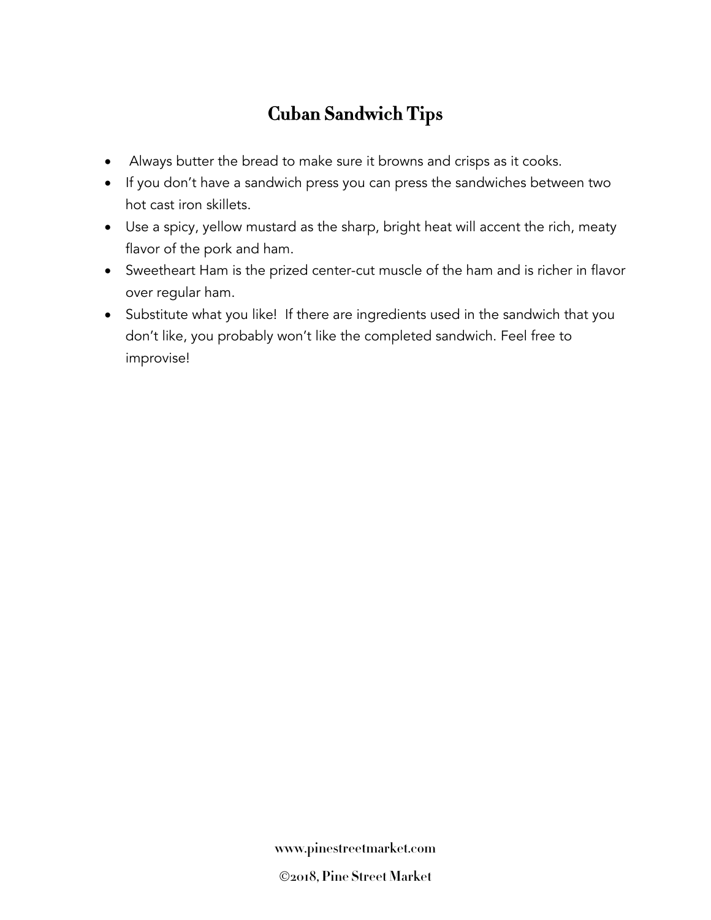## Cuban Sandwich Tips

- Always butter the bread to make sure it browns and crisps as it cooks.
- If you don't have a sandwich press you can press the sandwiches between two hot cast iron skillets.
- Use a spicy, yellow mustard as the sharp, bright heat will accent the rich, meaty flavor of the pork and ham.
- Sweetheart Ham is the prized center-cut muscle of the ham and is richer in flavor over regular ham.
- Substitute what you like! If there are ingredients used in the sandwich that you don't like, you probably won't like the completed sandwich. Feel free to improvise!

www.pinestreetmarket.com

©2018, Pine Street Market